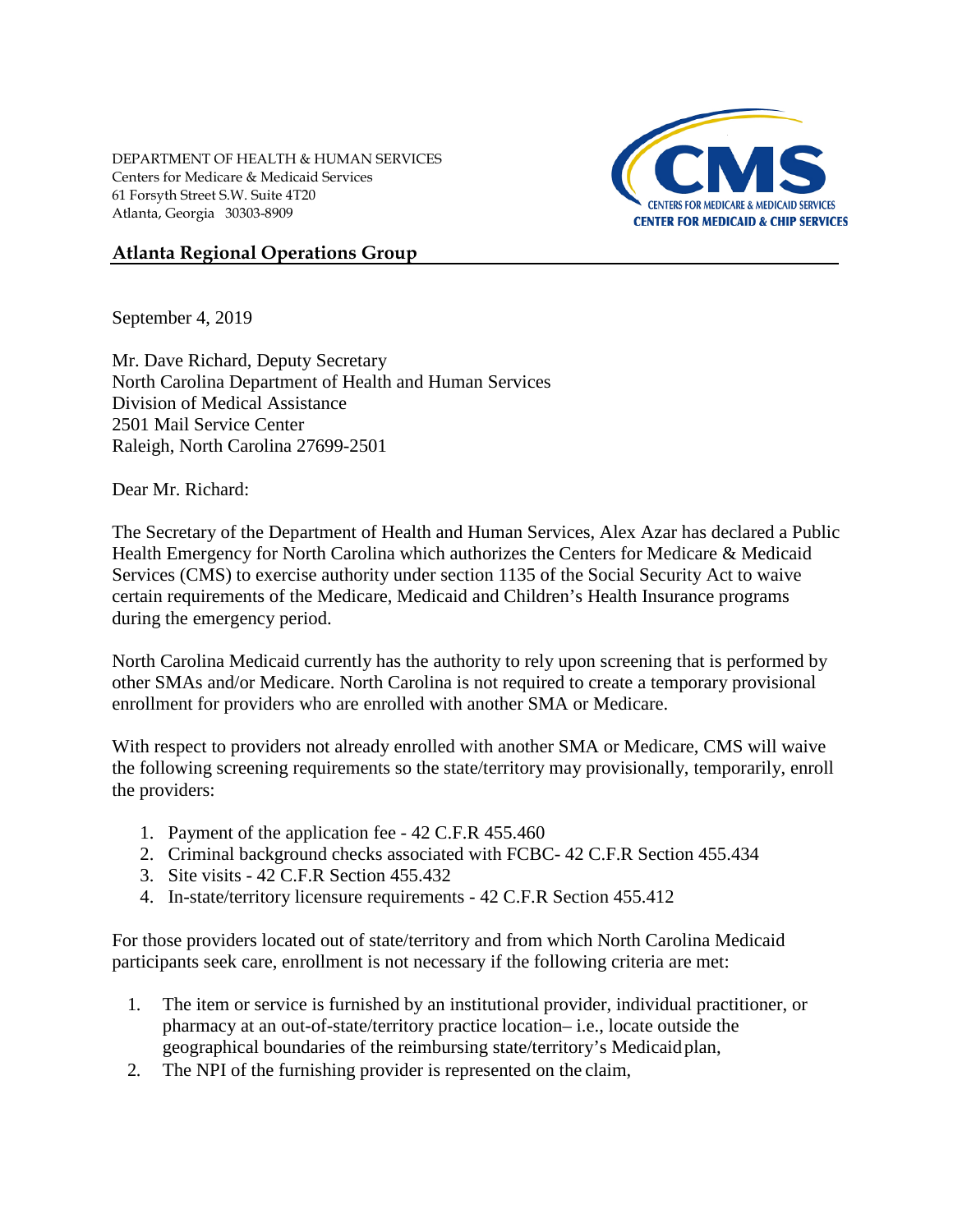DEPARTMENT OF HEALTH & HUMAN SERVICES
Centers for Medicare & Medicaid Services
61 Forsyth Street S.W. Suite 4T20
Atlanta, Georgia 30303-8909

CMS
CENTERS FOR MEDICARE & MEDICAID SERVICES
CENTER FOR MEDICAID & CHIP SERVICES

**Atlanta Regional Operations Group**

September 4, 2019

Mr. Dave Richard, Deputy Secretary
North Carolina Department of Health and Human Services
Division of Medical Assistance
2501 Mail Service Center
Raleigh, North Carolina 27699-2501

Dear Mr. Richard:

The Secretary of the Department of Health and Human Services, Alex Azar has declared a Public Health Emergency for North Carolina which authorizes the Centers for Medicare & Medicaid Services (CMS) to exercise authority under section 1135 of the Social Security Act to waive certain requirements of the Medicare, Medicaid and Children's Health Insurance programs during the emergency period.

North Carolina Medicaid currently has the authority to rely upon screening that is performed by other SMAs and/or Medicare. North Carolina is not required to create a temporary provisional enrollment for providers who are enrolled with another SMA or Medicare.

With respect to providers not already enrolled with another SMA or Medicare, CMS will waive the following screening requirements so the state/territory may provisionally, temporarily, enroll the providers:

1. Payment of the application fee - 42 C.F.R 455.460
2. Criminal background checks associated with FCBC- 42 C.F.R Section 455.434
3. Site visits - 42 C.F.R Section 455.432
4. In-state/territory licensure requirements - 42 C.F.R Section 455.412

For those providers located out of state/territory and from which North Carolina Medicaid participants seek care, enrollment is not necessary if the following criteria are met:

1. The item or service is furnished by an institutional provider, individual practitioner, or pharmacy at an out-of-state/territory practice location– i.e., locate outside the geographical boundaries of the reimbursing state/territory's Medicaid plan,
2. The NPI of the furnishing provider is represented on the claim,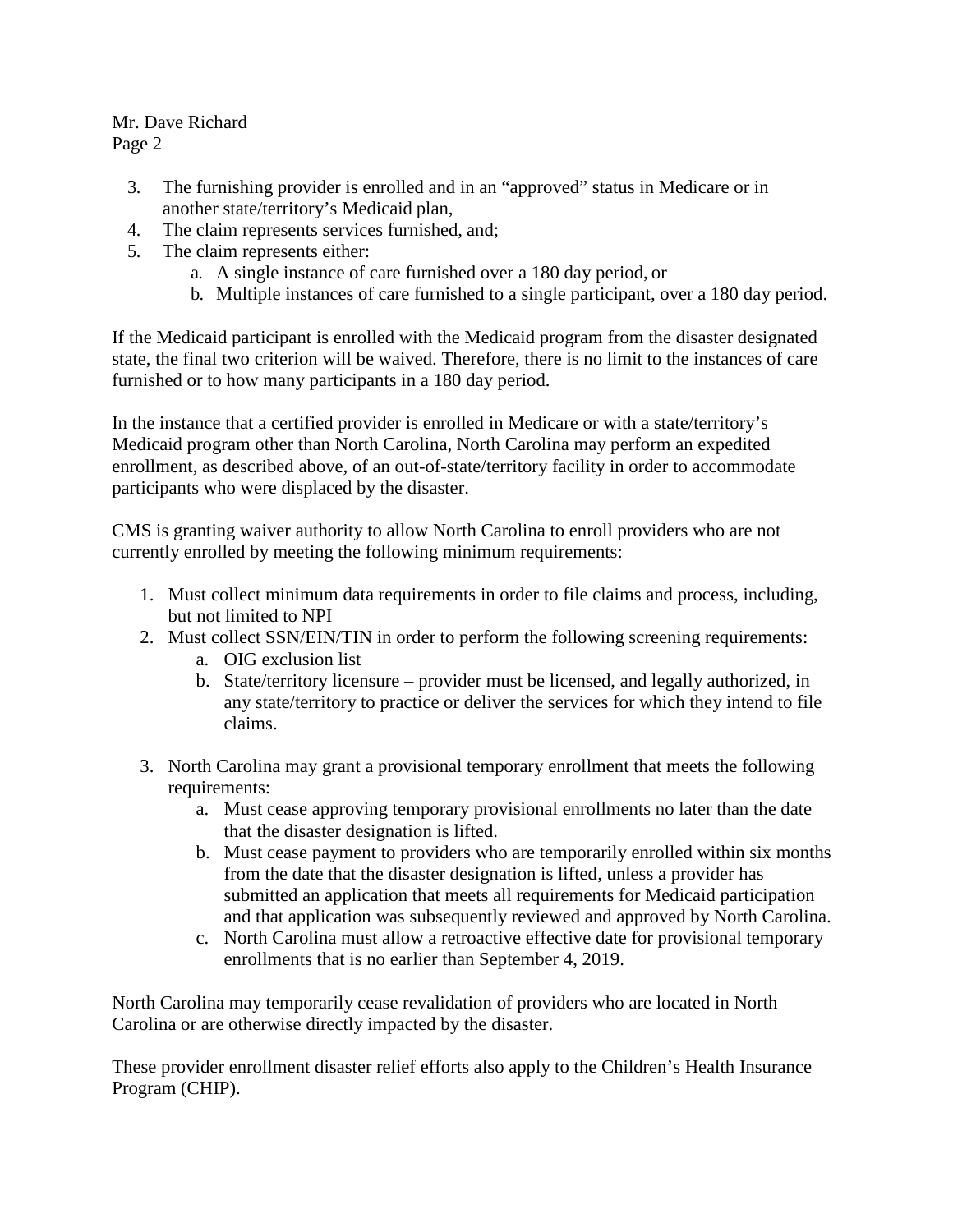3. The furnishing provider is enrolled and in an "approved" status in Medicare or in another state/territory's Medicaid plan,
4. The claim represents services furnished, and;
5. The claim represents either:
   a. A single instance of care furnished over a 180 day period, or
   b. Multiple instances of care furnished to a single participant, over a 180 day period.

If the Medicaid participant is enrolled with the Medicaid program from the disaster designated state, the final two criterion will be waived. Therefore, there is no limit to the instances of care furnished or to how many participants in a 180 day period.

In the instance that a certified provider is enrolled in Medicare or with a state/territory's Medicaid program other than North Carolina, North Carolina may perform an expedited enrollment, as described above, of an out-of-state/territory facility in order to accommodate participants who were displaced by the disaster.

CMS is granting waiver authority to allow North Carolina to enroll providers who are not currently enrolled by meeting the following minimum requirements:

1. Must collect minimum data requirements in order to file claims and process, including, but not limited to NPI
2. Must collect SSN/EIN/TIN in order to perform the following screening requirements:
   a. OIG exclusion list
   b. State/territory licensure – provider must be licensed, and legally authorized, in any state/territory to practice or deliver the services for which they intend to file claims.
3. North Carolina may grant a provisional temporary enrollment that meets the following requirements:
   a. Must cease approving temporary provisional enrollments no later than the date that the disaster designation is lifted.
   b. Must cease payment to providers who are temporarily enrolled within six months from the date that the disaster designation is lifted, unless a provider has submitted an application that meets all requirements for Medicaid participation and that application was subsequently reviewed and approved by North Carolina.
   c. North Carolina must allow a retroactive effective date for provisional temporary enrollments that is no earlier than September 4, 2019.

North Carolina may temporarily cease revalidation of providers who are located in North Carolina or are otherwise directly impacted by the disaster.

These provider enrollment disaster relief efforts also apply to the Children's Health Insurance Program (CHIP).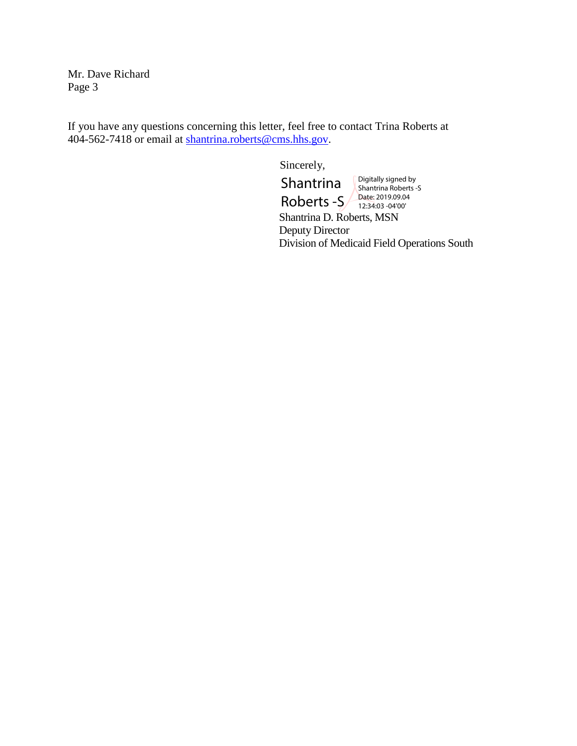Mr. Dave Richard
Page 3

If you have any questions concerning this letter, feel free to contact Trina Roberts at 404-562-7418 or email at shantrina.roberts@cms.hhs.gov.

Sincerely,

Shantrina Roberts -S

Digitally signed by Shantrina Roberts -S
Date: 2019.09.04 12:34:03 -04'00'

Shantrina D. Roberts, MSN
Deputy Director
Division of Medicaid Field Operations South